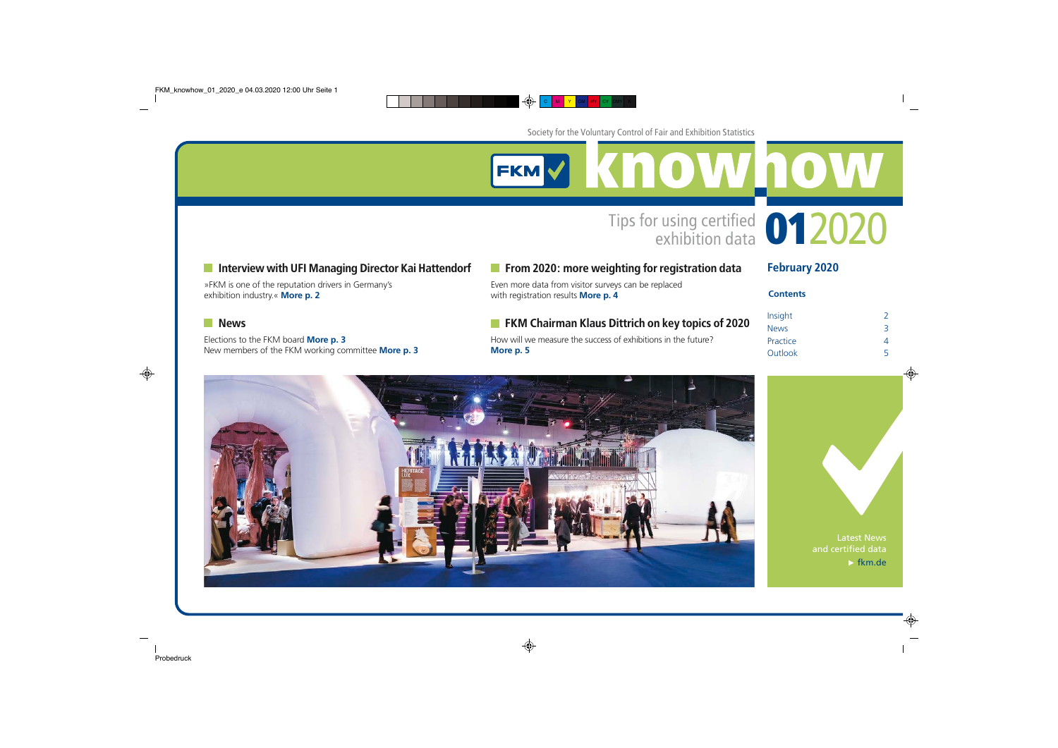Society for the Voluntary Control of Fair and Exhibition Statistics

# FKM knowhow

Tips for using certified exhibition data **01**2020

## Interview with UFI Managing Director Kai Hattendorf

»FKM is one of the reputation drivers in Germany's exhibition industry.« **More p. 2**

## News

Elections to the FKM board **More p. 3**
New members of the FKM working committee **More p. 3**

## From 2020: more weighting for registration data

Even more data from visitor surveys can be replaced with registration results **More p. 4**

## FKM Chairman Klaus Dittrich on key topics of 2020

How will we measure the success of exhibitions in the future? **More p. 5**

## February 2020

**Contents**

| | |
|---|---|
| Insight | 2 |
| News | 3 |
| Practice | 4 |
| Outlook | 5 |

Latest News and certified data
▸ fkm.de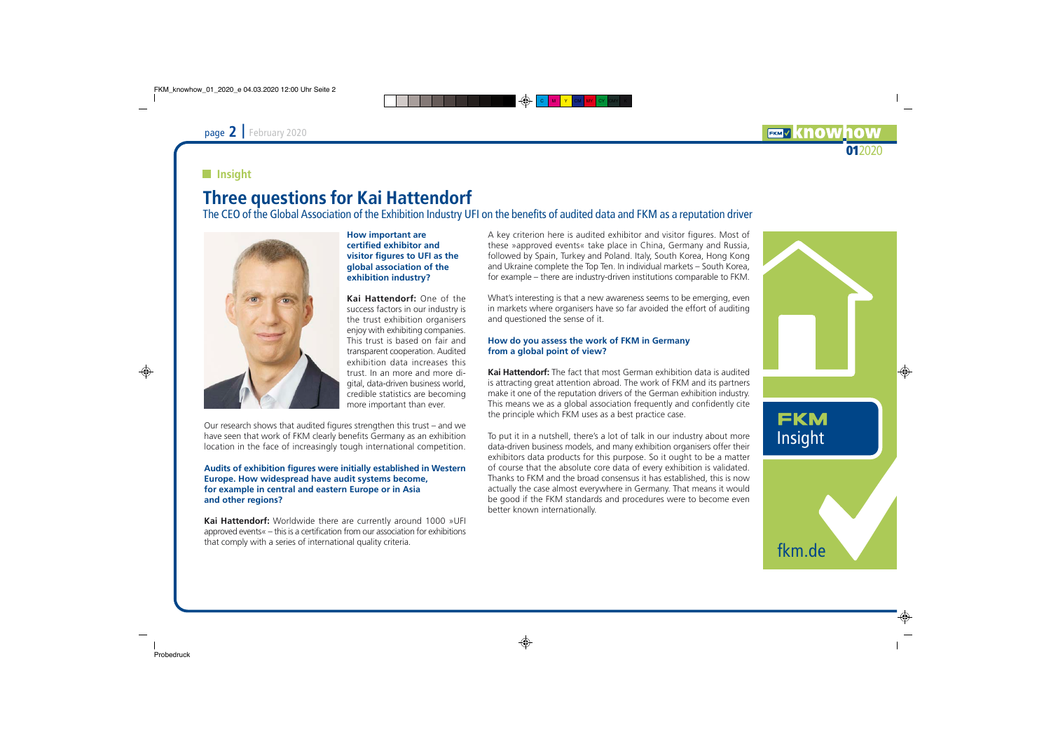## Insight

# Three questions for Kai Hattendorf

The CEO of the Global Association of the Exhibition Industry UFI on the benefits of audited data and FKM as a reputation driver

**How important are certified exhibitor and visitor figures to UFI as the global association of the exhibition industry?**

**Kai Hattendorf:** One of the success factors in our industry is the trust exhibition organisers enjoy with exhibiting companies. This trust is based on fair and transparent cooperation. Audited exhibition data increases this trust. In an more and more digital, data-driven business world, credible statistics are becoming more important than ever.

Our research shows that audited figures strengthen this trust – and we have seen that work of FKM clearly benefits Germany as an exhibition location in the face of increasingly tough international competition.

**Audits of exhibition figures were initially established in Western Europe. How widespread have audit systems become, for example in central and eastern Europe or in Asia and other regions?**

**Kai Hattendorf:** Worldwide there are currently around 1000 »UFI approved events« – this is a certification from our association for exhibitions that comply with a series of international quality criteria.

A key criterion here is audited exhibitor and visitor figures. Most of these »approved events« take place in China, Germany and Russia, followed by Spain, Turkey and Poland. Italy, South Korea, Hong Kong and Ukraine complete the Top Ten. In individual markets – South Korea, for example – there are industry-driven institutions comparable to FKM.

What's interesting is that a new awareness seems to be emerging, even in markets where organisers have so far avoided the effort of auditing and questioned the sense of it.

**How do you assess the work of FKM in Germany from a global point of view?**

**Kai Hattendorf:** The fact that most German exhibition data is audited is attracting great attention abroad. The work of FKM and its partners make it one of the reputation drivers of the German exhibition industry. This means we as a global association frequently and confidently cite the principle which FKM uses as a best practice case.

To put it in a nutshell, there's a lot of talk in our industry about more data-driven business models, and many exhibition organisers offer their exhibitors data products for this purpose. So it ought to be a matter of course that the absolute core data of every exhibition is validated. Thanks to FKM and the broad consensus it has established, this is now actually the case almost everywhere in Germany. That means it would be good if the FKM standards and procedures were to become even better known internationally.

FKM Insight

fkm.de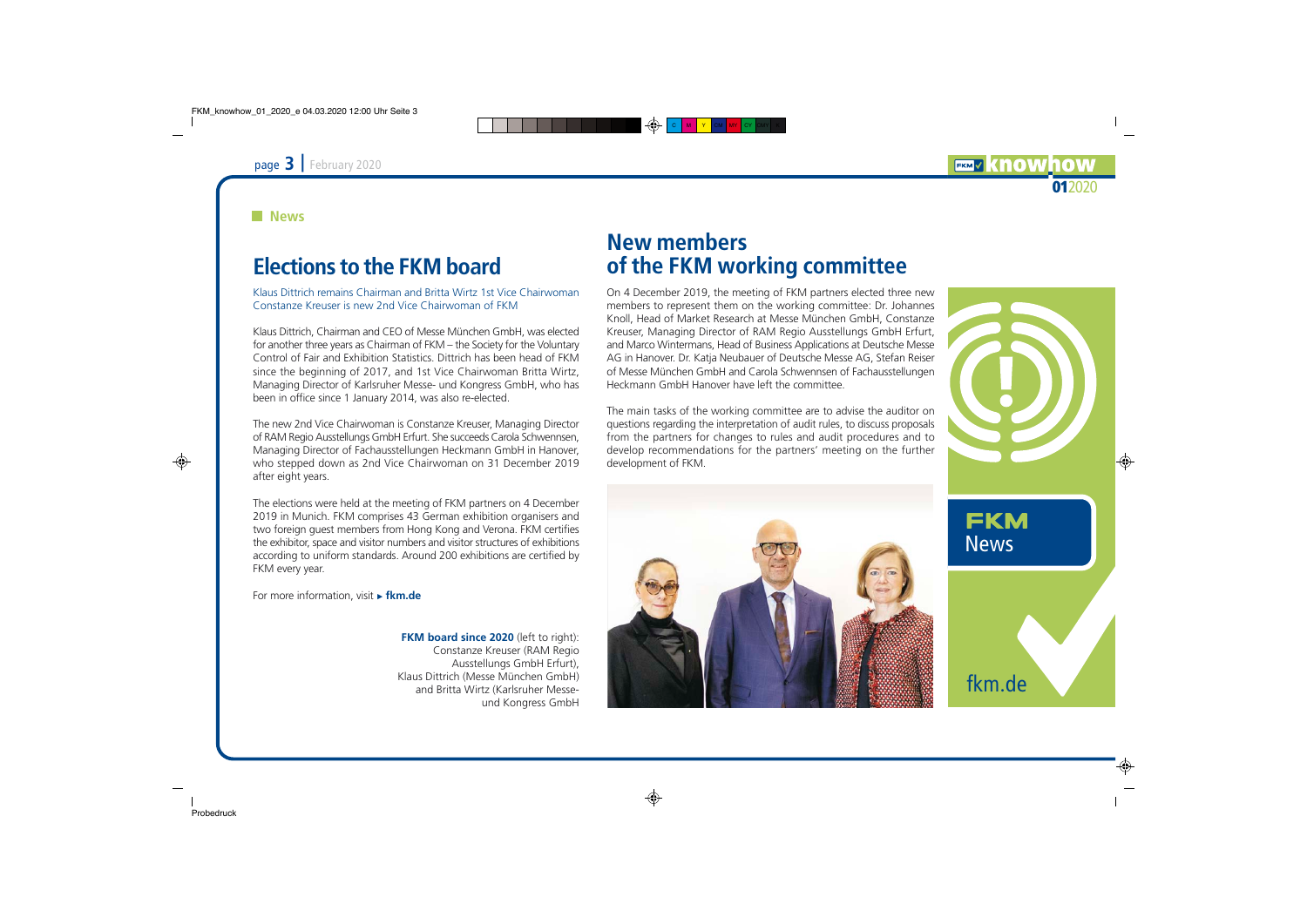**News**

## Elections to the FKM board

Klaus Dittrich remains Chairman and Britta Wirtz 1st Vice Chairwoman
Constanze Kreuser is new 2nd Vice Chairwoman of FKM

Klaus Dittrich, Chairman and CEO of Messe München GmbH, was elected for another three years as Chairman of FKM – the Society for the Voluntary Control of Fair and Exhibition Statistics. Dittrich has been head of FKM since the beginning of 2017, and 1st Vice Chairwoman Britta Wirtz, Managing Director of Karlsruher Messe- und Kongress GmbH, who has been in office since 1 January 2014, was also re-elected.

The new 2nd Vice Chairwoman is Constanze Kreuser, Managing Director of RAM Regio Ausstellungs GmbH Erfurt. She succeeds Carola Schwennsen, Managing Director of Fachausstellungen Heckmann GmbH in Hanover, who stepped down as 2nd Vice Chairwoman on 31 December 2019 after eight years.

The elections were held at the meeting of FKM partners on 4 December 2019 in Munich. FKM comprises 43 German exhibition organisers and two foreign guest members from Hong Kong and Verona. FKM certifies the exhibitor, space and visitor numbers and visitor structures of exhibitions according to uniform standards. Around 200 exhibitions are certified by FKM every year.

For more information, visit ▸ **fkm.de**

**FKM board since 2020** (left to right): Constanze Kreuser (RAM Regio Ausstellungs GmbH Erfurt), Klaus Dittrich (Messe München GmbH) and Britta Wirtz (Karlsruher Messe- und Kongress GmbH

## New members of the FKM working committee

On 4 December 2019, the meeting of FKM partners elected three new members to represent them on the working committee: Dr. Johannes Knoll, Head of Market Research at Messe München GmbH, Constanze Kreuser, Managing Director of RAM Regio Ausstellungs GmbH Erfurt, and Marco Wintermans, Head of Business Applications at Deutsche Messe AG in Hanover. Dr. Katja Neubauer of Deutsche Messe AG, Stefan Reiser of Messe München GmbH and Carola Schwennsen of Fachausstellungen Heckmann GmbH Hanover have left the committee.

The main tasks of the working committee are to advise the auditor on questions regarding the interpretation of audit rules, to discuss proposals from the partners for changes to rules and audit procedures and to develop recommendations for the partners' meeting on the further development of FKM.

**FKM** News

fkm.de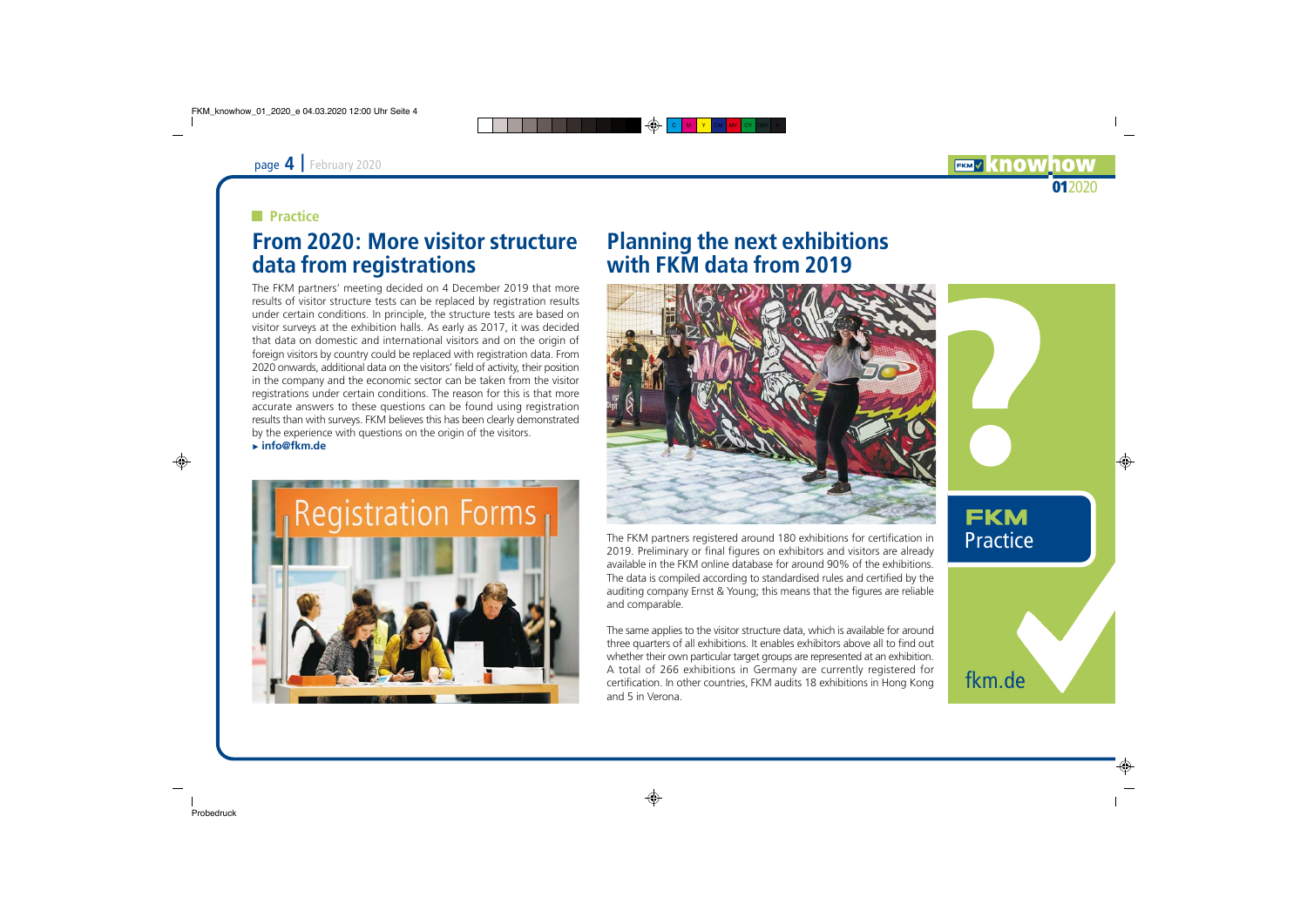**Practice**

## From 2020: More visitor structure data from registrations

The FKM partners' meeting decided on 4 December 2019 that more results of visitor structure tests can be replaced by registration results under certain conditions. In principle, the structure tests are based on visitor surveys at the exhibition halls. As early as 2017, it was decided that data on domestic and international visitors and on the origin of foreign visitors by country could be replaced with registration data. From 2020 onwards, additional data on the visitors' field of activity, their position in the company and the economic sector can be taken from the visitor registrations under certain conditions. The reason for this is that more accurate answers to these questions can be found using registration results than with surveys. FKM believes this has been clearly demonstrated by the experience with questions on the origin of the visitors.
▸ **info@fkm.de**

## Planning the next exhibitions with FKM data from 2019

The FKM partners registered around 180 exhibitions for certification in 2019. Preliminary or final figures on exhibitors and visitors are already available in the FKM online database for around 90% of the exhibitions. The data is compiled according to standardised rules and certified by the auditing company Ernst & Young; this means that the figures are reliable and comparable.

The same applies to the visitor structure data, which is available for around three quarters of all exhibitions. It enables exhibitors above all to find out whether their own particular target groups are represented at an exhibition. A total of 266 exhibitions in Germany are currently registered for certification. In other countries, FKM audits 18 exhibitions in Hong Kong and 5 in Verona.

**FKM** Practice

fkm.de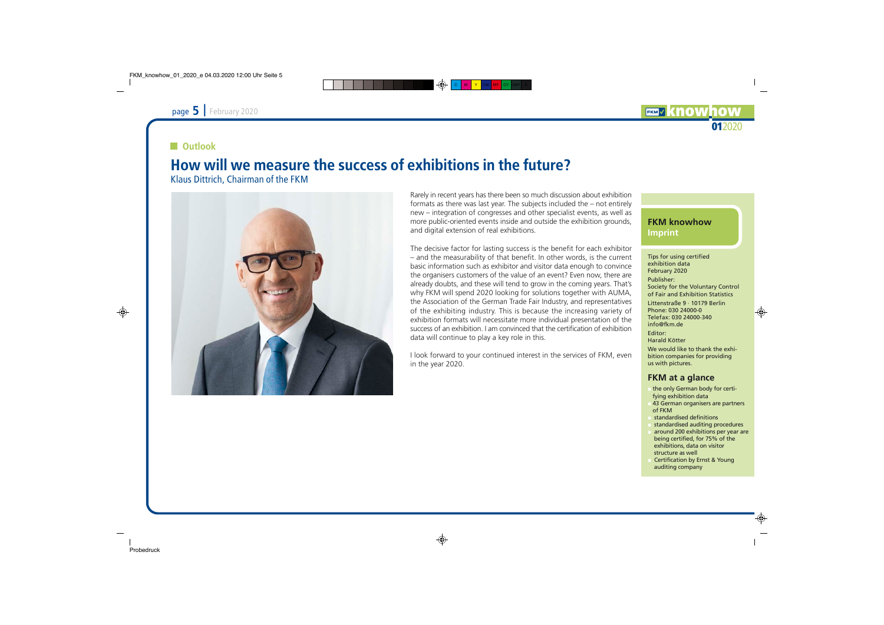## Outlook

# How will we measure the success of exhibitions in the future?

Klaus Dittrich, Chairman of the FKM

Rarely in recent years has there been so much discussion about exhibition formats as there was last year. The subjects included the – not entirely new – integration of congresses and other specialist events, as well as more public-oriented events inside and outside the exhibition grounds, and digital extension of real exhibitions.

The decisive factor for lasting success is the benefit for each exhibitor – and the measurability of that benefit. In other words, is the current basic information such as exhibitor and visitor data enough to convince the organisers customers of the value of an event? Even now, there are already doubts, and these will tend to grow in the coming years. That's why FKM will spend 2020 looking for solutions together with AUMA, the Association of the German Trade Fair Industry, and representatives of the exhibiting industry. This is because the increasing variety of exhibition formats will necessitate more individual presentation of the success of an exhibition. I am convinced that the certification of exhibition data will continue to play a key role in this.

I look forward to your continued interest in the services of FKM, even in the year 2020.

### FKM knowhow Imprint

Tips for using certified exhibition data
February 2020

Publisher:
Society for the Voluntary Control of Fair and Exhibition Statistics

Littenstraße 9 · 10179 Berlin
Phone: 030 24000-0
Telefax: 030 24000-340
info@fkm.de

Editor:
Harald Kötter

We would like to thank the exhibition companies for providing us with pictures.

### FKM at a glance

- the only German body for certifying exhibition data
- 43 German organisers are partners of FKM
- standardised definitions
- standardised auditing procedures
- around 200 exhibitions per year are being certified, for 75% of the exhibitions, data on visitor structure as well
- Certification by Ernst & Young auditing company